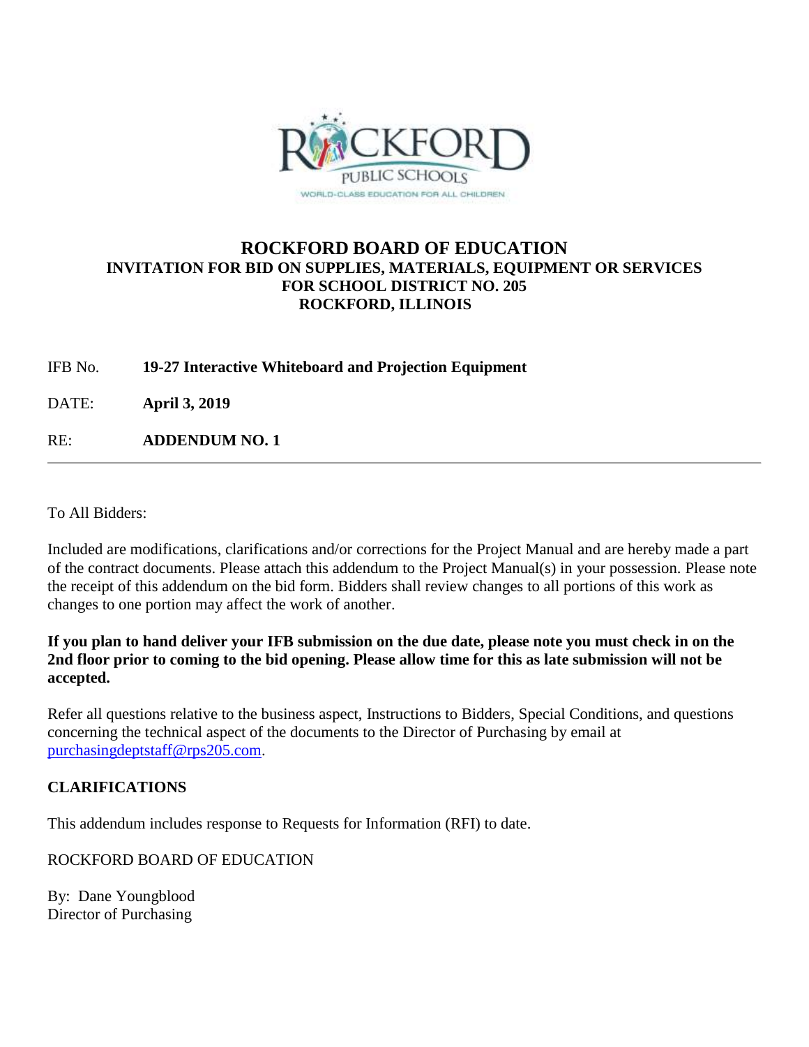# ROCKFORD BOARD OF EDUCATION

## INVITATION FOR BID ON SUPPLIES, MATERIALS, EQUIPMENT OR SERVICES FOR SCHOOL DISTRICT NO. 205 ROCKFORD, ILLINOIS

IFB No. **19-27 Interactive Whiteboard and Projection Equipment**

DATE: **April 3, 2019**

RE: **ADDENDUM NO. 1**

---

To All Bidders:

Included are modifications, clarifications and/or corrections for the Project Manual and are hereby made a part of the contract documents. Please attach this addendum to the Project Manual(s) in your possession. Please note the receipt of this addendum on the bid form. Bidders shall review changes to all portions of this work as changes to one portion may affect the work of another.

**If you plan to hand deliver your IFB submission on the due date, please note you must check in on the 2nd floor prior to coming to the bid opening. Please allow time for this as late submission will not be accepted.**

Refer all questions relative to the business aspect, Instructions to Bidders, Special Conditions, and questions concerning the technical aspect of the documents to the Director of Purchasing by email at purchasingdeptstaff@rps205.com.

**CLARIFICATIONS**

This addendum includes response to Requests for Information (RFI) to date.

ROCKFORD BOARD OF EDUCATION

By: Dane Youngblood
Director of Purchasing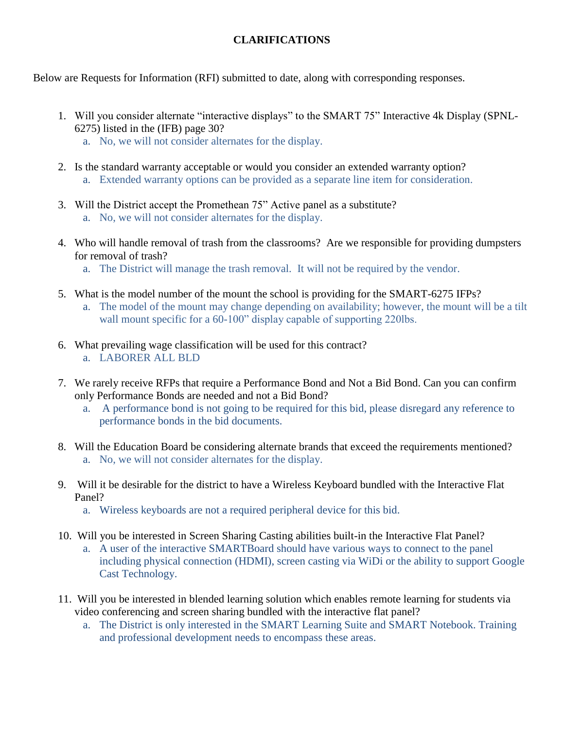# CLARIFICATIONS

Below are Requests for Information (RFI) submitted to date, along with corresponding responses.

1. Will you consider alternate "interactive displays" to the SMART 75" Interactive 4k Display (SPNL-6275) listed in the (IFB) page 30?
   a. No, we will not consider alternates for the display.

2. Is the standard warranty acceptable or would you consider an extended warranty option?
   a. Extended warranty options can be provided as a separate line item for consideration.

3. Will the District accept the Promethean 75" Active panel as a substitute?
   a. No, we will not consider alternates for the display.

4. Who will handle removal of trash from the classrooms? Are we responsible for providing dumpsters for removal of trash?
   a. The District will manage the trash removal. It will not be required by the vendor.

5. What is the model number of the mount the school is providing for the SMART-6275 IFPs?
   a. The model of the mount may change depending on availability; however, the mount will be a tilt wall mount specific for a 60-100" display capable of supporting 220lbs.

6. What prevailing wage classification will be used for this contract?
   a. LABORER ALL BLD

7. We rarely receive RFPs that require a Performance Bond and Not a Bid Bond. Can you can confirm only Performance Bonds are needed and not a Bid Bond?
   a. A performance bond is not going to be required for this bid, please disregard any reference to performance bonds in the bid documents.

8. Will the Education Board be considering alternate brands that exceed the requirements mentioned?
   a. No, we will not consider alternates for the display.

9. Will it be desirable for the district to have a Wireless Keyboard bundled with the Interactive Flat Panel?
   a. Wireless keyboards are not a required peripheral device for this bid.

10. Will you be interested in Screen Sharing Casting abilities built-in the Interactive Flat Panel?
    a. A user of the interactive SMARTBoard should have various ways to connect to the panel including physical connection (HDMI), screen casting via WiDi or the ability to support Google Cast Technology.

11. Will you be interested in blended learning solution which enables remote learning for students via video conferencing and screen sharing bundled with the interactive flat panel?
    a. The District is only interested in the SMART Learning Suite and SMART Notebook. Training and professional development needs to encompass these areas.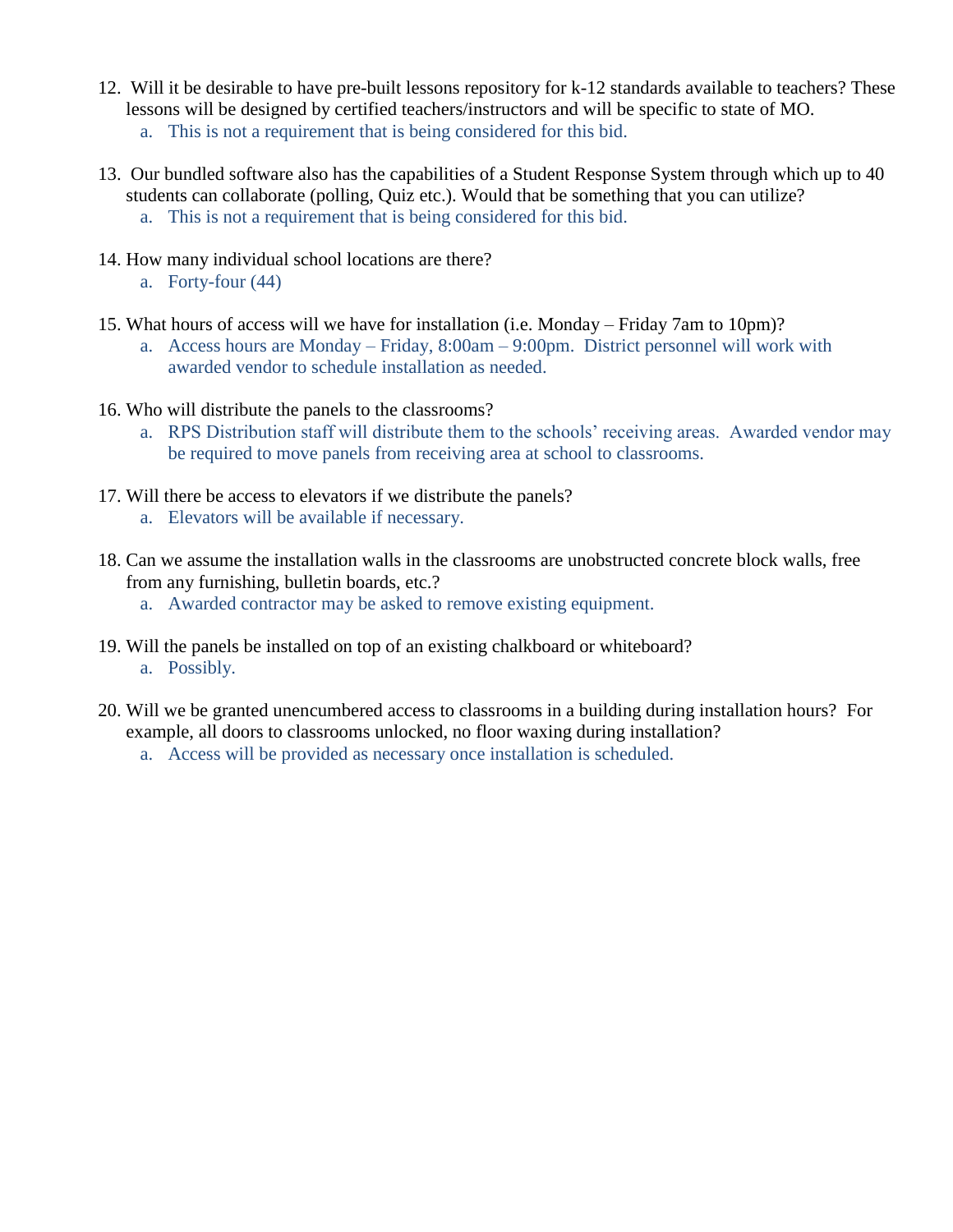12. Will it be desirable to have pre-built lessons repository for k-12 standards available to teachers? These lessons will be designed by certified teachers/instructors and will be specific to state of MO.
    a. This is not a requirement that is being considered for this bid.

13. Our bundled software also has the capabilities of a Student Response System through which up to 40 students can collaborate (polling, Quiz etc.). Would that be something that you can utilize?
    a. This is not a requirement that is being considered for this bid.

14. How many individual school locations are there?
    a. Forty-four (44)

15. What hours of access will we have for installation (i.e. Monday – Friday 7am to 10pm)?
    a. Access hours are Monday – Friday, 8:00am – 9:00pm. District personnel will work with awarded vendor to schedule installation as needed.

16. Who will distribute the panels to the classrooms?
    a. RPS Distribution staff will distribute them to the schools' receiving areas. Awarded vendor may be required to move panels from receiving area at school to classrooms.

17. Will there be access to elevators if we distribute the panels?
    a. Elevators will be available if necessary.

18. Can we assume the installation walls in the classrooms are unobstructed concrete block walls, free from any furnishing, bulletin boards, etc.?
    a. Awarded contractor may be asked to remove existing equipment.

19. Will the panels be installed on top of an existing chalkboard or whiteboard?
    a. Possibly.

20. Will we be granted unencumbered access to classrooms in a building during installation hours? For example, all doors to classrooms unlocked, no floor waxing during installation?
    a. Access will be provided as necessary once installation is scheduled.